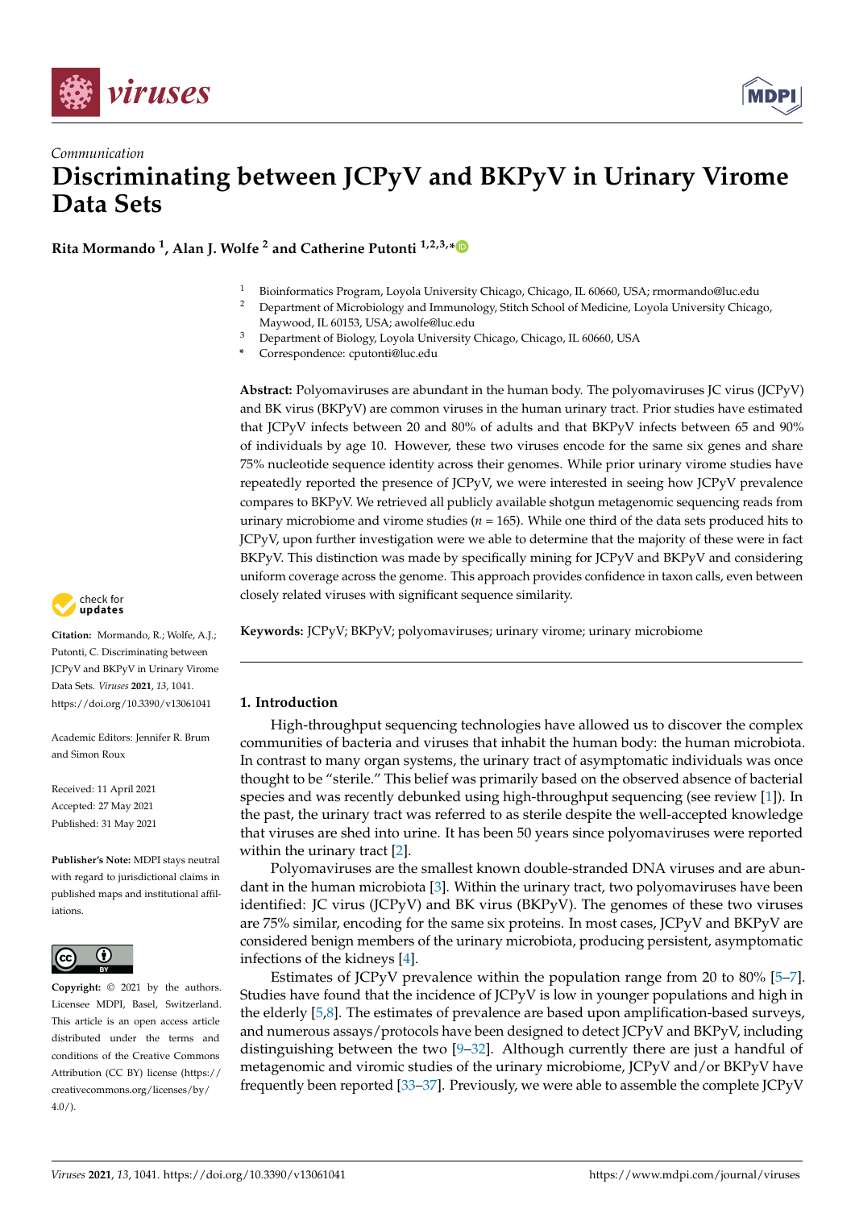Communication

# Discriminating between JCPyV and BKPyV in Urinary Virome Data Sets

**Rita Mormando [1], Alan J. Wolfe [2] and Catherine Putonti [1,2,3,*]**

[1] Bioinformatics Program, Loyola University Chicago, Chicago, IL 60660, USA; rmormando@luc.edu
[2] Department of Microbiology and Immunology, Stitch School of Medicine, Loyola University Chicago, Maywood, IL 60153, USA; awolfe@luc.edu
[3] Department of Biology, Loyola University Chicago, Chicago, IL 60660, USA
* Correspondence: cputonti@luc.edu

**Abstract:** Polyomaviruses are abundant in the human body. The polyomaviruses JC virus (JCPyV) and BK virus (BKPyV) are common viruses in the human urinary tract. Prior studies have estimated that JCPyV infects between 20 and 80% of adults and that BKPyV infects between 65 and 90% of individuals by age 10. However, these two viruses encode for the same six genes and share 75% nucleotide sequence identity across their genomes. While prior urinary virome studies have repeatedly reported the presence of JCPyV, we were interested in seeing how JCPyV prevalence compares to BKPyV. We retrieved all publicly available shotgun metagenomic sequencing reads from urinary microbiome and virome studies ($n = 165$). While one third of the data sets produced hits to JCPyV, upon further investigation were we able to determine that the majority of these were in fact BKPyV. This distinction was made by specifically mining for JCPyV and BKPyV and considering uniform coverage across the genome. This approach provides confidence in taxon calls, even between closely related viruses with significant sequence similarity.

**Keywords:** JCPyV; BKPyV; polyomaviruses; urinary virome; urinary microbiome

**Citation:** Mormando, R.; Wolfe, A.J.; Putonti, C. Discriminating between JCPyV and BKPyV in Urinary Virome Data Sets. *Viruses* **2021**, *13*, 1041. https://doi.org/10.3390/v13061041

Academic Editors: Jennifer R. Brum and Simon Roux

Received: 11 April 2021
Accepted: 27 May 2021
Published: 31 May 2021

**Publisher's Note:** MDPI stays neutral with regard to jurisdictional claims in published maps and institutional affiliations.

**Copyright:** © 2021 by the authors. Licensee MDPI, Basel, Switzerland. This article is an open access article distributed under the terms and conditions of the Creative Commons Attribution (CC BY) license (https://creativecommons.org/licenses/by/4.0/).

## 1. Introduction

High-throughput sequencing technologies have allowed us to discover the complex communities of bacteria and viruses that inhabit the human body: the human microbiota. In contrast to many organ systems, the urinary tract of asymptomatic individuals was once thought to be "sterile." This belief was primarily based on the observed absence of bacterial species and was recently debunked using high-throughput sequencing (see review [1]). In the past, the urinary tract was referred to as sterile despite the well-accepted knowledge that viruses are shed into urine. It has been 50 years since polyomaviruses were reported within the urinary tract [2].

Polyomaviruses are the smallest known double-stranded DNA viruses and are abundant in the human microbiota [3]. Within the urinary tract, two polyomaviruses have been identified: JC virus (JCPyV) and BK virus (BKPyV). The genomes of these two viruses are 75% similar, encoding for the same six proteins. In most cases, JCPyV and BKPyV are considered benign members of the urinary microbiota, producing persistent, asymptomatic infections of the kidneys [4].

Estimates of JCPyV prevalence within the population range from 20 to 80% [5–7]. Studies have found that the incidence of JCPyV is low in younger populations and high in the elderly [5,8]. The estimates of prevalence are based upon amplification-based surveys, and numerous assays/protocols have been designed to detect JCPyV and BKPyV, including distinguishing between the two [9–32]. Although currently there are just a handful of metagenomic and viromic studies of the urinary microbiome, JCPyV and/or BKPyV have frequently been reported [33–37]. Previously, we were able to assemble the complete JCPyV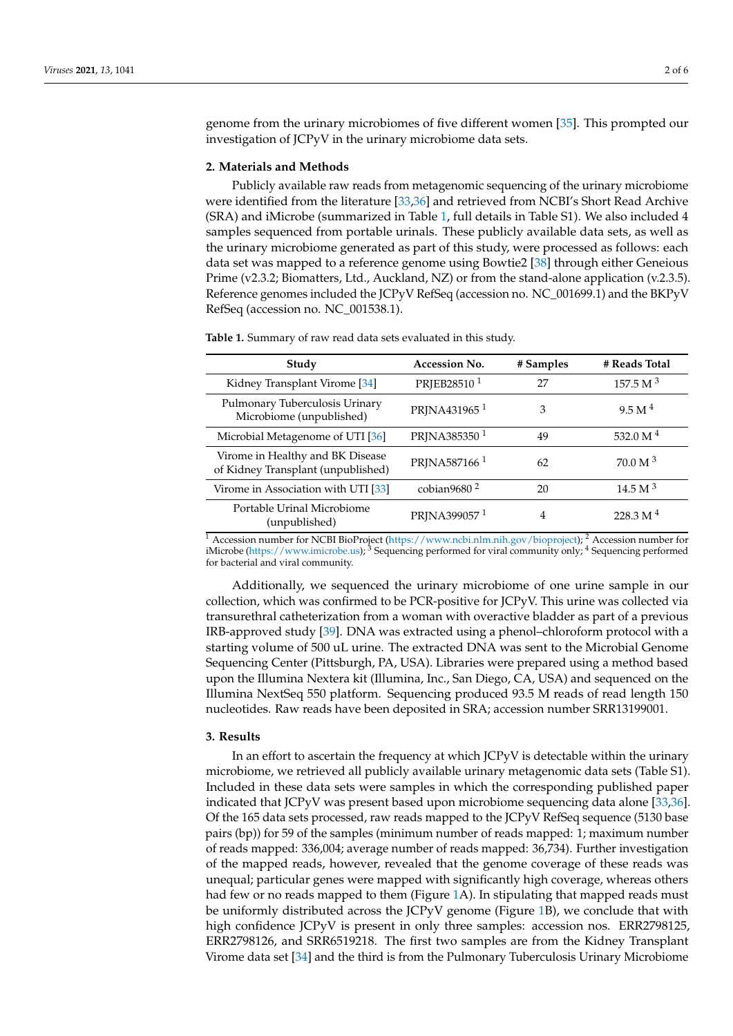genome from the urinary microbiomes of five different women [35]. This prompted our investigation of JCPyV in the urinary microbiome data sets.

## 2. Materials and Methods

Publicly available raw reads from metagenomic sequencing of the urinary microbiome were identified from the literature [33,36] and retrieved from NCBI's Short Read Archive (SRA) and iMicrobe (summarized in Table 1, full details in Table S1). We also included 4 samples sequenced from portable urinals. These publicly available data sets, as well as the urinary microbiome generated as part of this study, were processed as follows: each data set was mapped to a reference genome using Bowtie2 [38] through either Geneious Prime (v2.3.2; Biomatters, Ltd., Auckland, NZ) or from the stand-alone application (v.2.3.5). Reference genomes included the JCPyV RefSeq (accession no. NC_001699.1) and the BKPyV RefSeq (accession no. NC_001538.1).

**Table 1.** Summary of raw read data sets evaluated in this study.

| Study | Accession No. | # Samples | # Reads Total |
|---|---|---|---|
| Kidney Transplant Virome [34] | PRJEB28510 [1] | 27 | 157.5 M [3] |
| Pulmonary Tuberculosis Urinary Microbiome (unpublished) | PRJNA431965 [1] | 3 | 9.5 M [4] |
| Microbial Metagenome of UTI [36] | PRJNA385350 [1] | 49 | 532.0 M [4] |
| Virome in Healthy and BK Disease of Kidney Transplant (unpublished) | PRJNA587166 [1] | 62 | 70.0 M [3] |
| Virome in Association with UTI [33] | cobian9680 [2] | 20 | 14.5 M [3] |
| Portable Urinal Microbiome (unpublished) | PRJNA399057 [1] | 4 | 228.3 M [4] |

[1] Accession number for NCBI BioProject (https://www.ncbi.nlm.nih.gov/bioproject); [2] Accession number for iMicrobe (https://www.imicrobe.us); [3] Sequencing performed for viral community only; [4] Sequencing performed for bacterial and viral community.

Additionally, we sequenced the urinary microbiome of one urine sample in our collection, which was confirmed to be PCR-positive for JCPyV. This urine was collected via transurethral catheterization from a woman with overactive bladder as part of a previous IRB-approved study [39]. DNA was extracted using a phenol–chloroform protocol with a starting volume of 500 uL urine. The extracted DNA was sent to the Microbial Genome Sequencing Center (Pittsburgh, PA, USA). Libraries were prepared using a method based upon the Illumina Nextera kit (Illumina, Inc., San Diego, CA, USA) and sequenced on the Illumina NextSeq 550 platform. Sequencing produced 93.5 M reads of read length 150 nucleotides. Raw reads have been deposited in SRA; accession number SRR13199001.

## 3. Results

In an effort to ascertain the frequency at which JCPyV is detectable within the urinary microbiome, we retrieved all publicly available urinary metagenomic data sets (Table S1). Included in these data sets were samples in which the corresponding published paper indicated that JCPyV was present based upon microbiome sequencing data alone [33,36]. Of the 165 data sets processed, raw reads mapped to the JCPyV RefSeq sequence (5130 base pairs (bp)) for 59 of the samples (minimum number of reads mapped: 1; maximum number of reads mapped: 336,004; average number of reads mapped: 36,734). Further investigation of the mapped reads, however, revealed that the genome coverage of these reads was unequal; particular genes were mapped with significantly high coverage, whereas others had few or no reads mapped to them (Figure 1A). In stipulating that mapped reads must be uniformly distributed across the JCPyV genome (Figure 1B), we conclude that with high confidence JCPyV is present in only three samples: accession nos. ERR2798125, ERR2798126, and SRR6519218. The first two samples are from the Kidney Transplant Virome data set [34] and the third is from the Pulmonary Tuberculosis Urinary Microbiome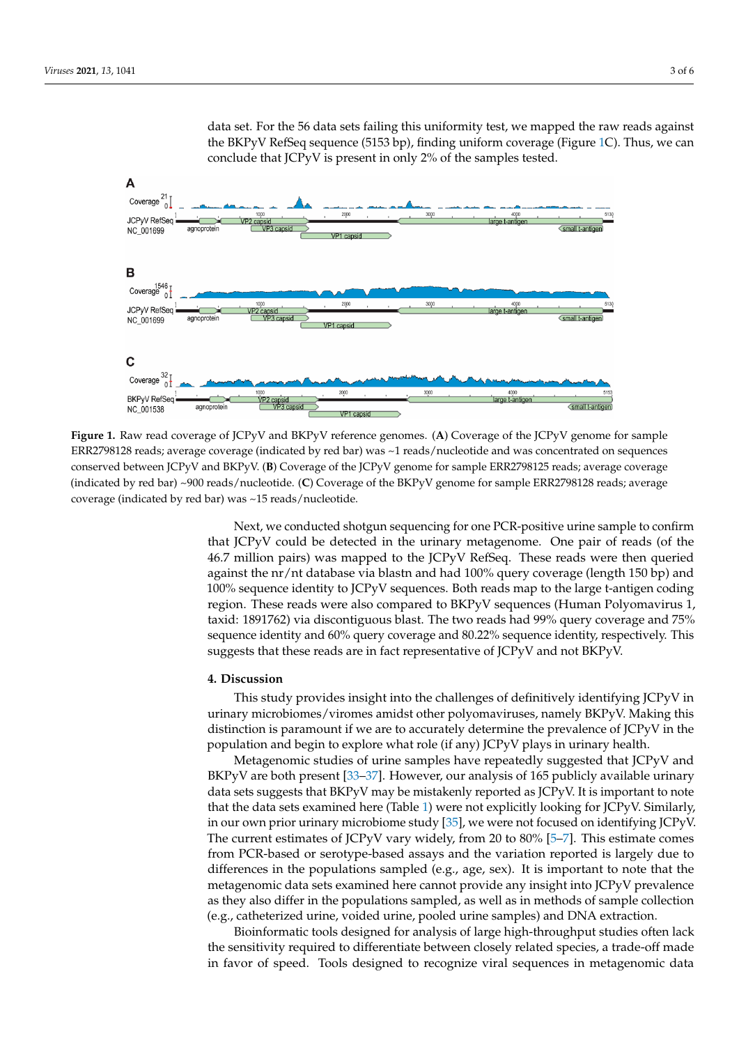data set. For the 56 data sets failing this uniformity test, we mapped the raw reads against the BKPyV RefSeq sequence (5153 bp), finding uniform coverage (Figure 1C). Thus, we can conclude that JCPyV is present in only 2% of the samples tested.

A
Coverage 21 0
JCPyV RefSeq NC_001699
agnoprotein
VP2 capsid
VP3 capsid
VP1 capsid
large t-antigen
small t-antigen
1 1000 2000 3000 4000 5130

B
Coverage 1546 0
JCPyV RefSeq NC_001699
agnoprotein
VP2 capsid
VP3 capsid
VP1 capsid
large t-antigen
small t-antigen
1 1000 2000 3000 4000 5130

C
Coverage 32 0
BKPyV RefSeq NC_001538
agnoprotein
VP2 capsid
VP3 capsid
VP1 capsid
large t-antigen
small t-antigen
1 1000 2000 3000 4000 5153

**Figure 1.** Raw read coverage of JCPyV and BKPyV reference genomes. (**A**) Coverage of the JCPyV genome for sample ERR2798128 reads; average coverage (indicated by red bar) was ~1 reads/nucleotide and was concentrated on sequences conserved between JCPyV and BKPyV. (**B**) Coverage of the JCPyV genome for sample ERR2798125 reads; average coverage (indicated by red bar) ~900 reads/nucleotide. (**C**) Coverage of the BKPyV genome for sample ERR2798128 reads; average coverage (indicated by red bar) was ~15 reads/nucleotide.

Next, we conducted shotgun sequencing for one PCR-positive urine sample to confirm that JCPyV could be detected in the urinary metagenome. One pair of reads (of the 46.7 million pairs) was mapped to the JCPyV RefSeq. These reads were then queried against the nr/nt database via blastn and had 100% query coverage (length 150 bp) and 100% sequence identity to JCPyV sequences. Both reads map to the large t-antigen coding region. These reads were also compared to BKPyV sequences (Human Polyomavirus 1, taxid: 1891762) via discontiguous blast. The two reads had 99% query coverage and 75% sequence identity and 60% query coverage and 80.22% sequence identity, respectively. This suggests that these reads are in fact representative of JCPyV and not BKPyV.

## 4. Discussion

This study provides insight into the challenges of definitively identifying JCPyV in urinary microbiomes/viromes amidst other polyomaviruses, namely BKPyV. Making this distinction is paramount if we are to accurately determine the prevalence of JCPyV in the population and begin to explore what role (if any) JCPyV plays in urinary health.

Metagenomic studies of urine samples have repeatedly suggested that JCPyV and BKPyV are both present [33–37]. However, our analysis of 165 publicly available urinary data sets suggests that BKPyV may be mistakenly reported as JCPyV. It is important to note that the data sets examined here (Table 1) were not explicitly looking for JCPyV. Similarly, in our own prior urinary microbiome study [35], we were not focused on identifying JCPyV. The current estimates of JCPyV vary widely, from 20 to 80% [5–7]. This estimate comes from PCR-based or serotype-based assays and the variation reported is largely due to differences in the populations sampled (e.g., age, sex). It is important to note that the metagenomic data sets examined here cannot provide any insight into JCPyV prevalence as they also differ in the populations sampled, as well as in methods of sample collection (e.g., catheterized urine, voided urine, pooled urine samples) and DNA extraction.

Bioinformatic tools designed for analysis of large high-throughput studies often lack the sensitivity required to differentiate between closely related species, a trade-off made in favor of speed. Tools designed to recognize viral sequences in metagenomic data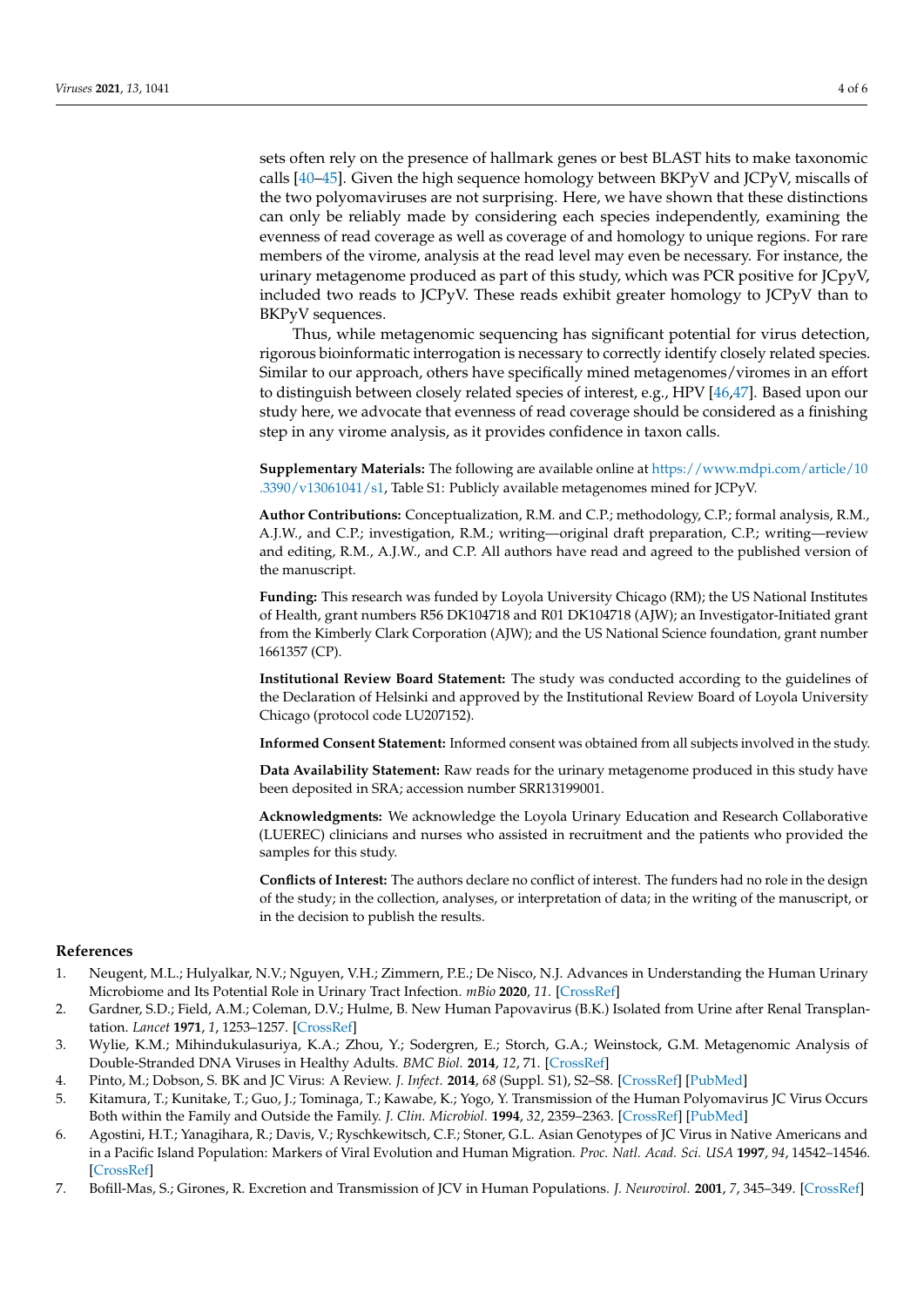sets often rely on the presence of hallmark genes or best BLAST hits to make taxonomic calls [40–45]. Given the high sequence homology between BKPyV and JCPyV, miscalls of the two polyomaviruses are not surprising. Here, we have shown that these distinctions can only be reliably made by considering each species independently, examining the evenness of read coverage as well as coverage of and homology to unique regions. For rare members of the virome, analysis at the read level may even be necessary. For instance, the urinary metagenome produced as part of this study, which was PCR positive for JCpyV, included two reads to JCPyV. These reads exhibit greater homology to JCPyV than to BKPyV sequences.

Thus, while metagenomic sequencing has significant potential for virus detection, rigorous bioinformatic interrogation is necessary to correctly identify closely related species. Similar to our approach, others have specifically mined metagenomes/viromes in an effort to distinguish between closely related species of interest, e.g., HPV [46,47]. Based upon our study here, we advocate that evenness of read coverage should be considered as a finishing step in any virome analysis, as it provides confidence in taxon calls.

**Supplementary Materials:** The following are available online at https://www.mdpi.com/article/10.3390/v13061041/s1, Table S1: Publicly available metagenomes mined for JCPyV.

**Author Contributions:** Conceptualization, R.M. and C.P.; methodology, C.P.; formal analysis, R.M., A.J.W., and C.P.; investigation, R.M.; writing—original draft preparation, C.P.; writing—review and editing, R.M., A.J.W., and C.P. All authors have read and agreed to the published version of the manuscript.

**Funding:** This research was funded by Loyola University Chicago (RM); the US National Institutes of Health, grant numbers R56 DK104718 and R01 DK104718 (AJW); an Investigator-Initiated grant from the Kimberly Clark Corporation (AJW); and the US National Science foundation, grant number 1661357 (CP).

**Institutional Review Board Statement:** The study was conducted according to the guidelines of the Declaration of Helsinki and approved by the Institutional Review Board of Loyola University Chicago (protocol code LU207152).

**Informed Consent Statement:** Informed consent was obtained from all subjects involved in the study.

**Data Availability Statement:** Raw reads for the urinary metagenome produced in this study have been deposited in SRA; accession number SRR13199001.

**Acknowledgments:** We acknowledge the Loyola Urinary Education and Research Collaborative (LUEREC) clinicians and nurses who assisted in recruitment and the patients who provided the samples for this study.

**Conflicts of Interest:** The authors declare no conflict of interest. The funders had no role in the design of the study; in the collection, analyses, or interpretation of data; in the writing of the manuscript, or in the decision to publish the results.

## References

1. Neugent, M.L.; Hulyalkar, N.V.; Nguyen, V.H.; Zimmern, P.E.; De Nisco, N.J. Advances in Understanding the Human Urinary Microbiome and Its Potential Role in Urinary Tract Infection. *mBio* **2020**, *11*. [CrossRef]
2. Gardner, S.D.; Field, A.M.; Coleman, D.V.; Hulme, B. New Human Papovavirus (B.K.) Isolated from Urine after Renal Transplantation. *Lancet* **1971**, *1*, 1253–1257. [CrossRef]
3. Wylie, K.M.; Mihindukulasuriya, K.A.; Zhou, Y.; Sodergren, E.; Storch, G.A.; Weinstock, G.M. Metagenomic Analysis of Double-Stranded DNA Viruses in Healthy Adults. *BMC Biol.* **2014**, *12*, 71. [CrossRef]
4. Pinto, M.; Dobson, S. BK and JC Virus: A Review. *J. Infect.* **2014**, *68* (Suppl. S1), S2–S8. [CrossRef] [PubMed]
5. Kitamura, T.; Kunitake, T.; Guo, J.; Tominaga, T.; Kawabe, K.; Yogo, Y. Transmission of the Human Polyomavirus JC Virus Occurs Both within the Family and Outside the Family. *J. Clin. Microbiol.* **1994**, *32*, 2359–2363. [CrossRef] [PubMed]
6. Agostini, H.T.; Yanagihara, R.; Davis, V.; Ryschkewitsch, C.F.; Stoner, G.L. Asian Genotypes of JC Virus in Native Americans and in a Pacific Island Population: Markers of Viral Evolution and Human Migration. *Proc. Natl. Acad. Sci. USA* **1997**, *94*, 14542–14546. [CrossRef]
7. Bofill-Mas, S.; Girones, R. Excretion and Transmission of JCV in Human Populations. *J. Neurovirol.* **2001**, *7*, 345–349. [CrossRef]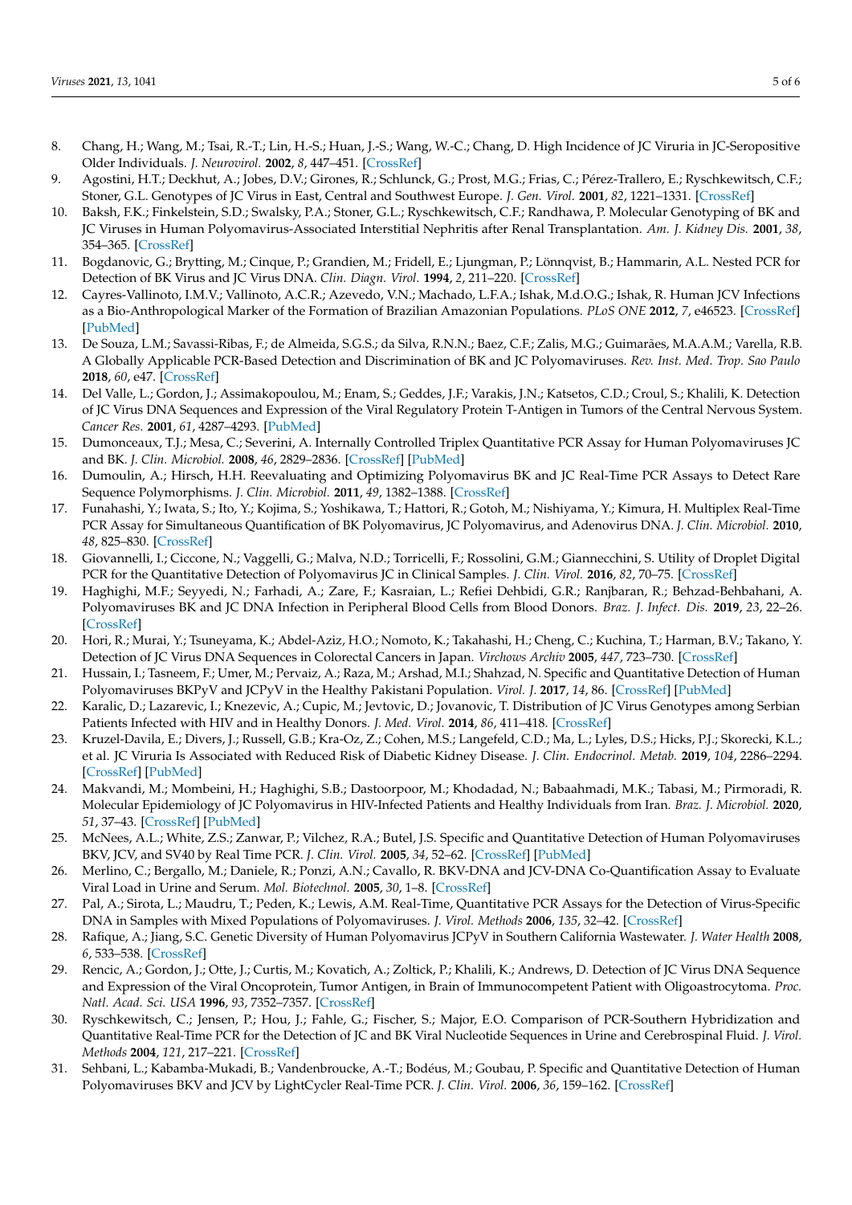8. Chang, H.; Wang, M.; Tsai, R.-T.; Lin, H.-S.; Huan, J.-S.; Wang, W.-C.; Chang, D. High Incidence of JC Viruria in JC-Seropositive Older Individuals. *J. Neurovirol.* **2002**, *8*, 447–451. [CrossRef]
9. Agostini, H.T.; Deckhut, A.; Jobes, D.V.; Girones, R.; Schlunck, G.; Prost, M.G.; Frias, C.; Pérez-Trallero, E.; Ryschkewitsch, C.F.; Stoner, G.L. Genotypes of JC Virus in East, Central and Southwest Europe. *J. Gen. Virol.* **2001**, *82*, 1221–1331. [CrossRef]
10. Baksh, F.K.; Finkelstein, S.D.; Swalsky, P.A.; Stoner, G.L.; Ryschkewitsch, C.F.; Randhawa, P. Molecular Genotyping of BK and JC Viruses in Human Polyomavirus-Associated Interstitial Nephritis after Renal Transplantation. *Am. J. Kidney Dis.* **2001**, *38*, 354–365. [CrossRef]
11. Bogdanovic, G.; Brytting, M.; Cinque, P.; Grandien, M.; Fridell, E.; Ljungman, P.; Lönnqvist, B.; Hammarin, A.L. Nested PCR for Detection of BK Virus and JC Virus DNA. *Clin. Diagn. Virol.* **1994**, *2*, 211–220. [CrossRef]
12. Cayres-Vallinoto, I.M.V.; Vallinoto, A.C.R.; Azevedo, V.N.; Machado, L.F.A.; Ishak, M.d.O.G.; Ishak, R. Human JCV Infections as a Bio-Anthropological Marker of the Formation of Brazilian Amazonian Populations. *PLoS ONE* **2012**, *7*, e46523. [CrossRef] [PubMed]
13. De Souza, L.M.; Savassi-Ribas, F.; de Almeida, S.G.S.; da Silva, R.N.N.; Baez, C.F.; Zalis, M.G.; Guimarães, M.A.A.M.; Varella, R.B. A Globally Applicable PCR-Based Detection and Discrimination of BK and JC Polyomaviruses. *Rev. Inst. Med. Trop. Sao Paulo* **2018**, *60*, e47. [CrossRef]
14. Del Valle, L.; Gordon, J.; Assimakopoulou, M.; Enam, S.; Geddes, J.F.; Varakis, J.N.; Katsetos, C.D.; Croul, S.; Khalili, K. Detection of JC Virus DNA Sequences and Expression of the Viral Regulatory Protein T-Antigen in Tumors of the Central Nervous System. *Cancer Res.* **2001**, *61*, 4287–4293. [PubMed]
15. Dumonceaux, T.J.; Mesa, C.; Severini, A. Internally Controlled Triplex Quantitative PCR Assay for Human Polyomaviruses JC and BK. *J. Clin. Microbiol.* **2008**, *46*, 2829–2836. [CrossRef] [PubMed]
16. Dumoulin, A.; Hirsch, H.H. Reevaluating and Optimizing Polyomavirus BK and JC Real-Time PCR Assays to Detect Rare Sequence Polymorphisms. *J. Clin. Microbiol.* **2011**, *49*, 1382–1388. [CrossRef]
17. Funahashi, Y.; Iwata, S.; Ito, Y.; Kojima, S.; Yoshikawa, T.; Hattori, R.; Gotoh, M.; Nishiyama, Y.; Kimura, H. Multiplex Real-Time PCR Assay for Simultaneous Quantification of BK Polyomavirus, JC Polyomavirus, and Adenovirus DNA. *J. Clin. Microbiol.* **2010**, *48*, 825–830. [CrossRef]
18. Giovannelli, I.; Ciccone, N.; Vaggelli, G.; Malva, N.D.; Torricelli, F.; Rossolini, G.M.; Giannecchini, S. Utility of Droplet Digital PCR for the Quantitative Detection of Polyomavirus JC in Clinical Samples. *J. Clin. Virol.* **2016**, *82*, 70–75. [CrossRef]
19. Haghighi, M.F.; Seyyedi, N.; Farhadi, A.; Zare, F.; Kasraian, L.; Refiei Dehbidi, G.R.; Ranjbaran, R.; Behzad-Behbahani, A. Polyomaviruses BK and JC DNA Infection in Peripheral Blood Cells from Blood Donors. *Braz. J. Infect. Dis.* **2019**, *23*, 22–26. [CrossRef]
20. Hori, R.; Murai, Y.; Tsuneyama, K.; Abdel-Aziz, H.O.; Nomoto, K.; Takahashi, H.; Cheng, C.; Kuchina, T.; Harman, B.V.; Takano, Y. Detection of JC Virus DNA Sequences in Colorectal Cancers in Japan. *Virchows Archiv* **2005**, *447*, 723–730. [CrossRef]
21. Hussain, I.; Tasneem, F.; Umer, M.; Pervaiz, A.; Raza, M.; Arshad, M.I.; Shahzad, N. Specific and Quantitative Detection of Human Polyomaviruses BKPyV and JCPyV in the Healthy Pakistani Population. *Virol. J.* **2017**, *14*, 86. [CrossRef] [PubMed]
22. Karalic, D.; Lazarevic, I.; Knezevic, A.; Cupic, M.; Jevtovic, D.; Jovanovic, T. Distribution of JC Virus Genotypes among Serbian Patients Infected with HIV and in Healthy Donors. *J. Med. Virol.* **2014**, *86*, 411–418. [CrossRef]
23. Kruzel-Davila, E.; Divers, J.; Russell, G.B.; Kra-Oz, Z.; Cohen, M.S.; Langefeld, C.D.; Ma, L.; Lyles, D.S.; Hicks, P.J.; Skorecki, K.L.; et al. JC Viruria Is Associated with Reduced Risk of Diabetic Kidney Disease. *J. Clin. Endocrinol. Metab.* **2019**, *104*, 2286–2294. [CrossRef] [PubMed]
24. Makvandi, M.; Mombeini, H.; Haghighi, S.B.; Dastoorpoor, M.; Khodadad, N.; Babaahmadi, M.K.; Tabasi, M.; Pirmoradi, R. Molecular Epidemiology of JC Polyomavirus in HIV-Infected Patients and Healthy Individuals from Iran. *Braz. J. Microbiol.* **2020**, *51*, 37–43. [CrossRef] [PubMed]
25. McNees, A.L.; White, Z.S.; Zanwar, P.; Vilchez, R.A.; Butel, J.S. Specific and Quantitative Detection of Human Polyomaviruses BKV, JCV, and SV40 by Real Time PCR. *J. Clin. Virol.* **2005**, *34*, 52–62. [CrossRef] [PubMed]
26. Merlino, C.; Bergallo, M.; Daniele, R.; Ponzi, A.N.; Cavallo, R. BKV-DNA and JCV-DNA Co-Quantification Assay to Evaluate Viral Load in Urine and Serum. *Mol. Biotechnol.* **2005**, *30*, 1–8. [CrossRef]
27. Pal, A.; Sirota, L.; Maudru, T.; Peden, K.; Lewis, A.M. Real-Time, Quantitative PCR Assays for the Detection of Virus-Specific DNA in Samples with Mixed Populations of Polyomaviruses. *J. Virol. Methods* **2006**, *135*, 32–42. [CrossRef]
28. Rafique, A.; Jiang, S.C. Genetic Diversity of Human Polyomavirus JCPyV in Southern California Wastewater. *J. Water Health* **2008**, *6*, 533–538. [CrossRef]
29. Rencic, A.; Gordon, J.; Otte, J.; Curtis, M.; Kovatich, A.; Zoltick, P.; Khalili, K.; Andrews, D. Detection of JC Virus DNA Sequence and Expression of the Viral Oncoprotein, Tumor Antigen, in Brain of Immunocompetent Patient with Oligoastrocytoma. *Proc. Natl. Acad. Sci. USA* **1996**, *93*, 7352–7357. [CrossRef]
30. Ryschkewitsch, C.; Jensen, P.; Hou, J.; Fahle, G.; Fischer, S.; Major, E.O. Comparison of PCR-Southern Hybridization and Quantitative Real-Time PCR for the Detection of JC and BK Viral Nucleotide Sequences in Urine and Cerebrospinal Fluid. *J. Virol. Methods* **2004**, *121*, 217–221. [CrossRef]
31. Sehbani, L.; Kabamba-Mukadi, B.; Vandenbroucke, A.-T.; Bodéus, M.; Goubau, P. Specific and Quantitative Detection of Human Polyomaviruses BKV and JCV by LightCycler Real-Time PCR. *J. Clin. Virol.* **2006**, *36*, 159–162. [CrossRef]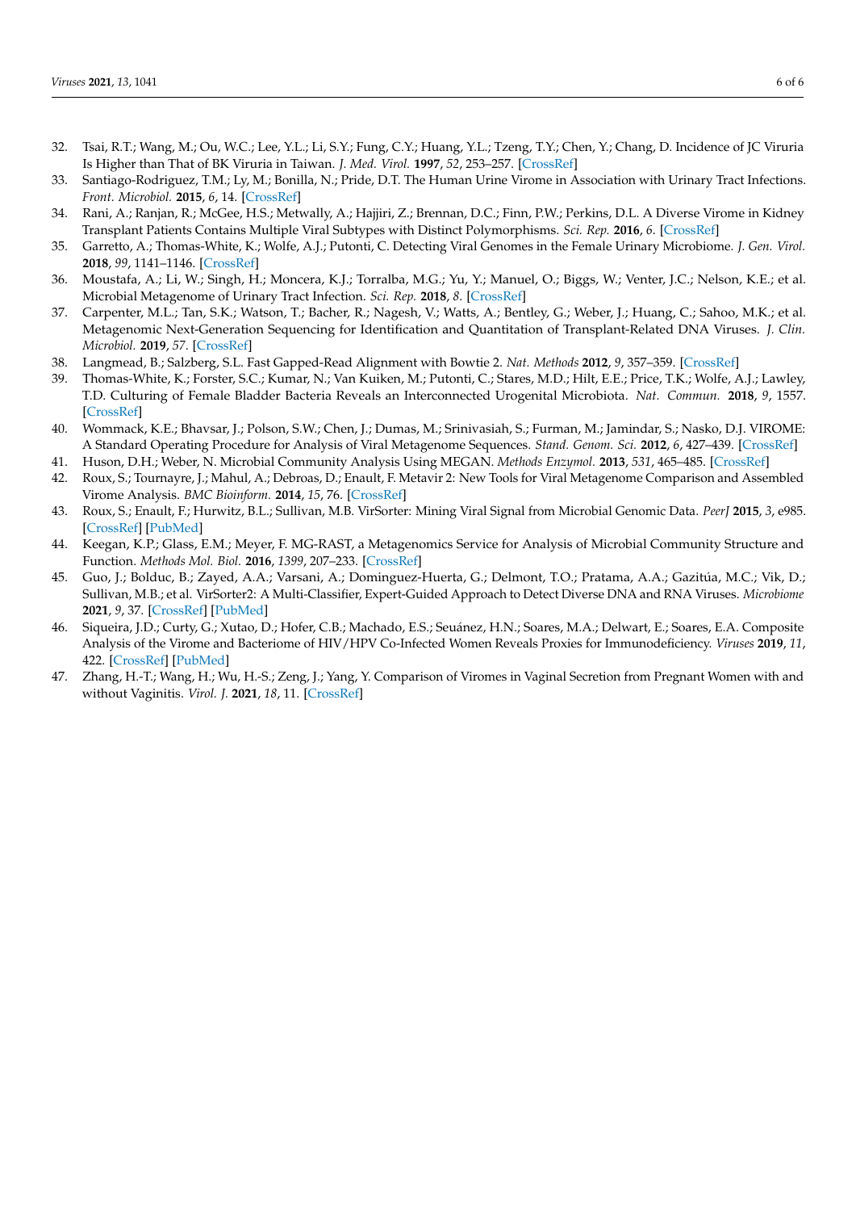32. Tsai, R.T.; Wang, M.; Ou, W.C.; Lee, Y.L.; Li, S.Y.; Fung, C.Y.; Huang, Y.L.; Tzeng, T.Y.; Chen, Y.; Chang, D. Incidence of JC Viruria Is Higher than That of BK Viruria in Taiwan. *J. Med. Virol.* **1997**, *52*, 253–257. [CrossRef]
33. Santiago-Rodriguez, T.M.; Ly, M.; Bonilla, N.; Pride, D.T. The Human Urine Virome in Association with Urinary Tract Infections. *Front. Microbiol.* **2015**, *6*, 14. [CrossRef]
34. Rani, A.; Ranjan, R.; McGee, H.S.; Metwally, A.; Hajjiri, Z.; Brennan, D.C.; Finn, P.W.; Perkins, D.L. A Diverse Virome in Kidney Transplant Patients Contains Multiple Viral Subtypes with Distinct Polymorphisms. *Sci. Rep.* **2016**, *6*. [CrossRef]
35. Garretto, A.; Thomas-White, K.; Wolfe, A.J.; Putonti, C. Detecting Viral Genomes in the Female Urinary Microbiome. *J. Gen. Virol.* **2018**, *99*, 1141–1146. [CrossRef]
36. Moustafa, A.; Li, W.; Singh, H.; Moncera, K.J.; Torralba, M.G.; Yu, Y.; Manuel, O.; Biggs, W.; Venter, J.C.; Nelson, K.E.; et al. Microbial Metagenome of Urinary Tract Infection. *Sci. Rep.* **2018**, *8*. [CrossRef]
37. Carpenter, M.L.; Tan, S.K.; Watson, T.; Bacher, R.; Nagesh, V.; Watts, A.; Bentley, G.; Weber, J.; Huang, C.; Sahoo, M.K.; et al. Metagenomic Next-Generation Sequencing for Identification and Quantitation of Transplant-Related DNA Viruses. *J. Clin. Microbiol.* **2019**, *57*. [CrossRef]
38. Langmead, B.; Salzberg, S.L. Fast Gapped-Read Alignment with Bowtie 2. *Nat. Methods* **2012**, *9*, 357–359. [CrossRef]
39. Thomas-White, K.; Forster, S.C.; Kumar, N.; Van Kuiken, M.; Putonti, C.; Stares, M.D.; Hilt, E.E.; Price, T.K.; Wolfe, A.J.; Lawley, T.D. Culturing of Female Bladder Bacteria Reveals an Interconnected Urogenital Microbiota. *Nat. Commun.* **2018**, *9*, 1557. [CrossRef]
40. Wommack, K.E.; Bhavsar, J.; Polson, S.W.; Chen, J.; Dumas, M.; Srinivasiah, S.; Furman, M.; Jamindar, S.; Nasko, D.J. VIROME: A Standard Operating Procedure for Analysis of Viral Metagenome Sequences. *Stand. Genom. Sci.* **2012**, *6*, 427–439. [CrossRef]
41. Huson, D.H.; Weber, N. Microbial Community Analysis Using MEGAN. *Methods Enzymol.* **2013**, *531*, 465–485. [CrossRef]
42. Roux, S.; Tournayre, J.; Mahul, A.; Debroas, D.; Enault, F. Metavir 2: New Tools for Viral Metagenome Comparison and Assembled Virome Analysis. *BMC Bioinform.* **2014**, *15*, 76. [CrossRef]
43. Roux, S.; Enault, F.; Hurwitz, B.L.; Sullivan, M.B. VirSorter: Mining Viral Signal from Microbial Genomic Data. *PeerJ* **2015**, *3*, e985. [CrossRef] [PubMed]
44. Keegan, K.P.; Glass, E.M.; Meyer, F. MG-RAST, a Metagenomics Service for Analysis of Microbial Community Structure and Function. *Methods Mol. Biol.* **2016**, *1399*, 207–233. [CrossRef]
45. Guo, J.; Bolduc, B.; Zayed, A.A.; Varsani, A.; Dominguez-Huerta, G.; Delmont, T.O.; Pratama, A.A.; Gazitúa, M.C.; Vik, D.; Sullivan, M.B.; et al. VirSorter2: A Multi-Classifier, Expert-Guided Approach to Detect Diverse DNA and RNA Viruses. *Microbiome* **2021**, *9*, 37. [CrossRef] [PubMed]
46. Siqueira, J.D.; Curty, G.; Xutao, D.; Hofer, C.B.; Machado, E.S.; Seuánez, H.N.; Soares, M.A.; Delwart, E.; Soares, E.A. Composite Analysis of the Virome and Bacteriome of HIV/HPV Co-Infected Women Reveals Proxies for Immunodeficiency. *Viruses* **2019**, *11*, 422. [CrossRef] [PubMed]
47. Zhang, H.-T.; Wang, H.; Wu, H.-S.; Zeng, J.; Yang, Y. Comparison of Viromes in Vaginal Secretion from Pregnant Women with and without Vaginitis. *Virol. J.* **2021**, *18*, 11. [CrossRef]